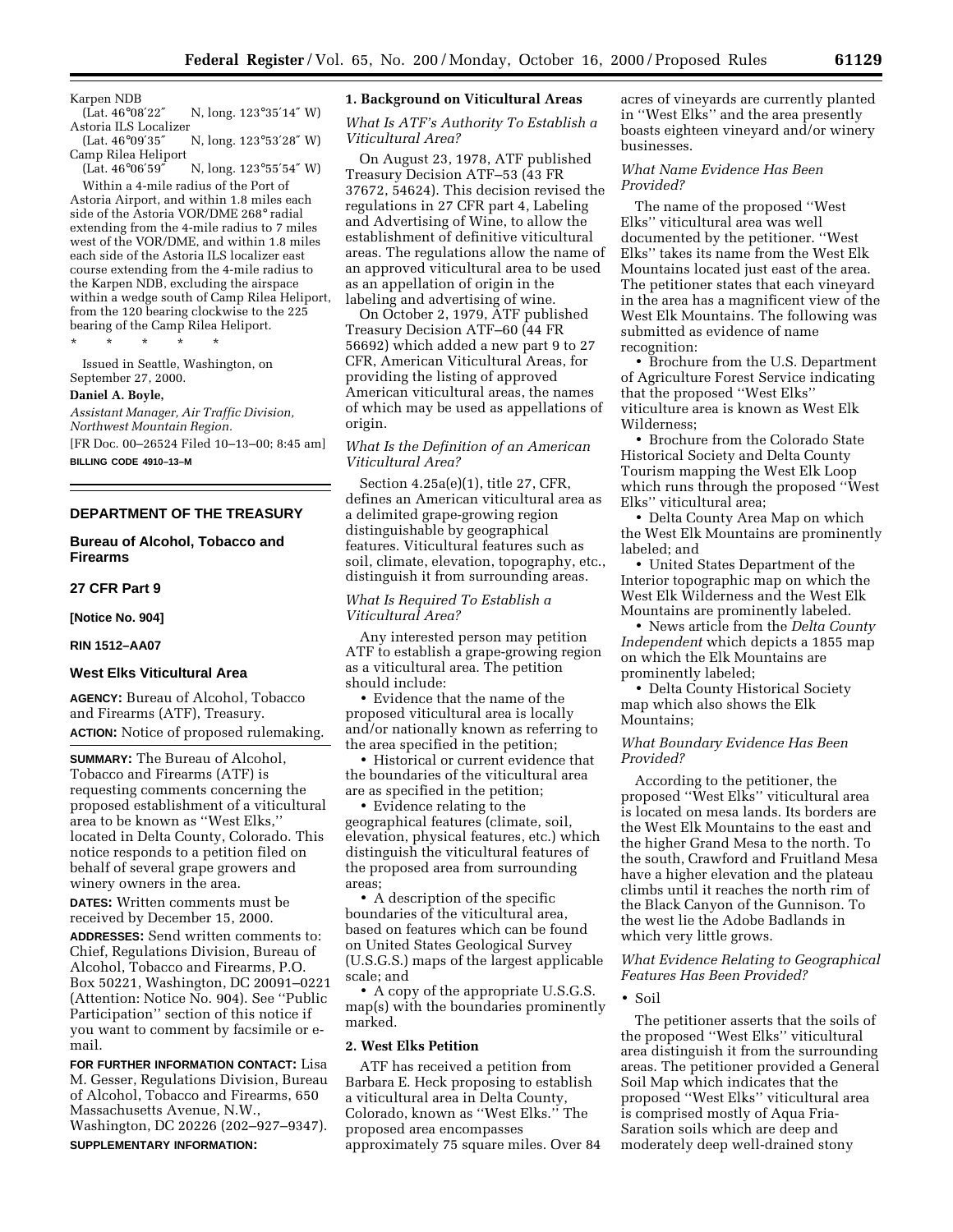Karpen NDB

(Lat. 46°08′22″ N, long. 123°35′14″ W)

Astoria ILS Localizer

(Lat. 46°09′35″ N, long. 123°53′28″ W)

Camp Rilea Heliport

(Lat. 46°06′59″ N, long. 123°55′54″ W)

Within a 4-mile radius of the Port of Astoria Airport, and within 1.8 miles each side of the Astoria VOR/DME 268° radial extending from the 4-mile radius to 7 miles west of the VOR/DME, and within 1.8 miles each side of the Astoria ILS localizer east course extending from the 4-mile radius to the Karpen NDB, excluding the airspace within a wedge south of Camp Rilea Heliport, from the 120 bearing clockwise to the 225 bearing of the Camp Rilea Heliport.

\* \* \* \* \*

Issued in Seattle, Washington, on September 27, 2000.

**Daniel A. Boyle,**

*Assistant Manager, Air Traffic Division, Northwest Mountain Region.*

[FR Doc. 00–26524 Filed 10–13–00; 8:45 am]

**BILLING CODE 4910–13–M**

---

## DEPARTMENT OF THE TREASURY

### Bureau of Alcohol, Tobacco and Firearms

### 27 CFR Part 9

**[Notice No. 904]**

**RIN 1512–AA07**

### West Elks Viticultural Area

**AGENCY:** Bureau of Alcohol, Tobacco and Firearms (ATF), Treasury.

**ACTION:** Notice of proposed rulemaking.

**SUMMARY:** The Bureau of Alcohol, Tobacco and Firearms (ATF) is requesting comments concerning the proposed establishment of a viticultural area to be known as ''West Elks,'' located in Delta County, Colorado. This notice responds to a petition filed on behalf of several grape growers and winery owners in the area.

**DATES:** Written comments must be received by December 15, 2000.

**ADDRESSES:** Send written comments to: Chief, Regulations Division, Bureau of Alcohol, Tobacco and Firearms, P.O. Box 50221, Washington, DC 20091–0221 (Attention: Notice No. 904). See ''Public Participation'' section of this notice if you want to comment by facsimile or e-mail.

**FOR FURTHER INFORMATION CONTACT:** Lisa M. Gesser, Regulations Division, Bureau of Alcohol, Tobacco and Firearms, 650 Massachusetts Avenue, N.W., Washington, DC 20226 (202–927–9347).

**SUPPLEMENTARY INFORMATION:**

#### 1. Background on Viticultural Areas

*What Is ATF's Authority To Establish a Viticultural Area?*

On August 23, 1978, ATF published Treasury Decision ATF–53 (43 FR 37672, 54624). This decision revised the regulations in 27 CFR part 4, Labeling and Advertising of Wine, to allow the establishment of definitive viticultural areas. The regulations allow the name of an approved viticultural area to be used as an appellation of origin in the labeling and advertising of wine.

On October 2, 1979, ATF published Treasury Decision ATF–60 (44 FR 56692) which added a new part 9 to 27 CFR, American Viticultural Areas, for providing the listing of approved American viticultural areas, the names of which may be used as appellations of origin.

*What Is the Definition of an American Viticultural Area?*

Section 4.25a(e)(1), title 27, CFR, defines an American viticultural area as a delimited grape-growing region distinguishable by geographical features. Viticultural features such as soil, climate, elevation, topography, etc., distinguish it from surrounding areas.

*What Is Required To Establish a Viticultural Area?*

Any interested person may petition ATF to establish a grape-growing region as a viticultural area. The petition should include:

- Evidence that the name of the proposed viticultural area is locally and/or nationally known as referring to the area specified in the petition;
- Historical or current evidence that the boundaries of the viticultural area are as specified in the petition;
- Evidence relating to the geographical features (climate, soil, elevation, physical features, etc.) which distinguish the viticultural features of the proposed area from surrounding areas;
- A description of the specific boundaries of the viticultural area, based on features which can be found on United States Geological Survey (U.S.G.S.) maps of the largest applicable scale; and
- A copy of the appropriate U.S.G.S. map(s) with the boundaries prominently marked.

#### 2. West Elks Petition

ATF has received a petition from Barbara E. Heck proposing to establish a viticultural area in Delta County, Colorado, known as ''West Elks.'' The proposed area encompasses approximately 75 square miles. Over 84 acres of vineyards are currently planted in ''West Elks'' and the area presently boasts eighteen vineyard and/or winery businesses.

*What Name Evidence Has Been Provided?*

The name of the proposed ''West Elks'' viticultural area was well documented by the petitioner. ''West Elks'' takes its name from the West Elk Mountains located just east of the area. The petitioner states that each vineyard in the area has a magnificent view of the West Elk Mountains. The following was submitted as evidence of name recognition:

- Brochure from the U.S. Department of Agriculture Forest Service indicating that the proposed ''West Elks'' viticulture area is known as West Elk Wilderness;
- Brochure from the Colorado State Historical Society and Delta County Tourism mapping the West Elk Loop which runs through the proposed ''West Elks'' viticultural area;
- Delta County Area Map on which the West Elk Mountains are prominently labeled; and
- United States Department of the Interior topographic map on which the West Elk Wilderness and the West Elk Mountains are prominently labeled.
- News article from the *Delta County Independent* which depicts a 1855 map on which the Elk Mountains are prominently labeled;
- Delta County Historical Society map which also shows the Elk Mountains;

*What Boundary Evidence Has Been Provided?*

According to the petitioner, the proposed ''West Elks'' viticultural area is located on mesa lands. Its borders are the West Elk Mountains to the east and the higher Grand Mesa to the north. To the south, Crawford and Fruitland Mesa have a higher elevation and the plateau climbs until it reaches the north rim of the Black Canyon of the Gunnison. To the west lie the Adobe Badlands in which very little grows.

*What Evidence Relating to Geographical Features Has Been Provided?*

- Soil

The petitioner asserts that the soils of the proposed ''West Elks'' viticultural area distinguish it from the surrounding areas. The petitioner provided a General Soil Map which indicates that the proposed ''West Elks'' viticultural area is comprised mostly of Aqua Fria-Saration soils which are deep and moderately deep well-drained stony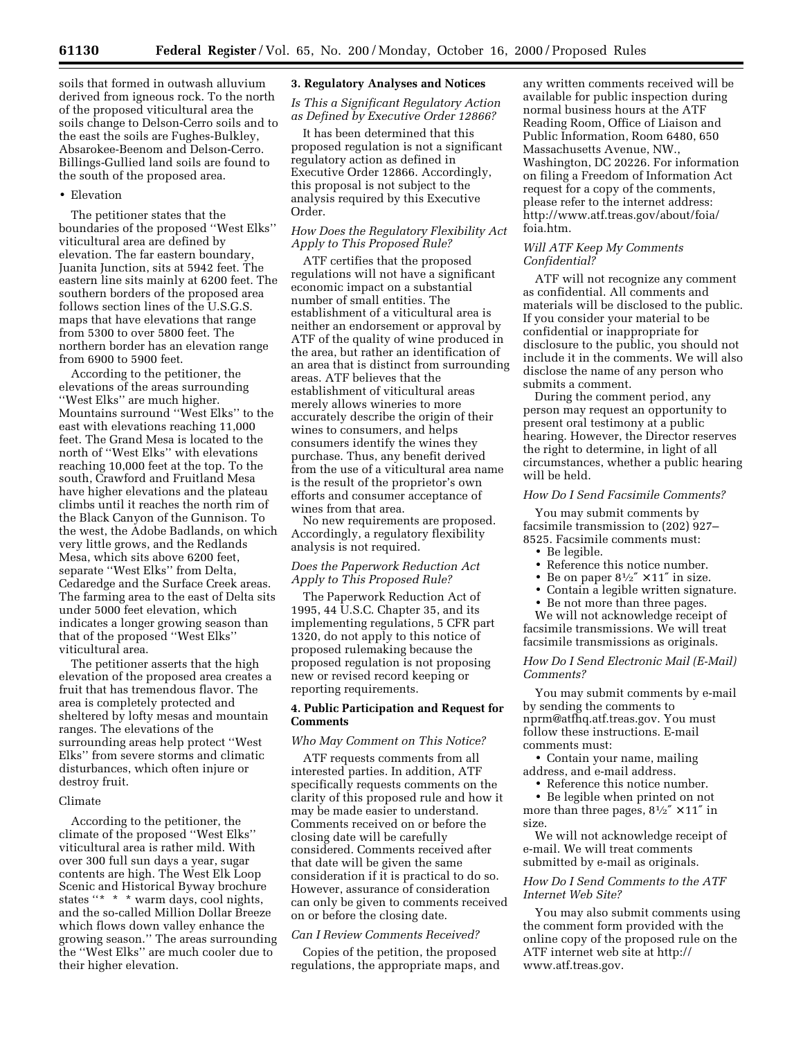soils that formed in outwash alluvium derived from igneous rock. To the north of the proposed viticultural area the soils change to Delson-Cerro soils and to the east the soils are Fughes-Bulkley, Absarokee-Beenom and Delson-Cerro. Billings-Gullied land soils are found to the south of the proposed area.

• Elevation

The petitioner states that the boundaries of the proposed ''West Elks'' viticultural area are defined by elevation. The far eastern boundary, Juanita Junction, sits at 5942 feet. The eastern line sits mainly at 6200 feet. The southern borders of the proposed area follows section lines of the U.S.G.S. maps that have elevations that range from 5300 to over 5800 feet. The northern border has an elevation range from 6900 to 5900 feet.

According to the petitioner, the elevations of the areas surrounding ''West Elks'' are much higher. Mountains surround ''West Elks'' to the east with elevations reaching 11,000 feet. The Grand Mesa is located to the north of ''West Elks'' with elevations reaching 10,000 feet at the top. To the south, Crawford and Fruitland Mesa have higher elevations and the plateau climbs until it reaches the north rim of the Black Canyon of the Gunnison. To the west, the Adobe Badlands, on which very little grows, and the Redlands Mesa, which sits above 6200 feet, separate ''West Elks'' from Delta, Cedaredge and the Surface Creek areas. The farming area to the east of Delta sits under 5000 feet elevation, which indicates a longer growing season than that of the proposed ''West Elks'' viticultural area.

The petitioner asserts that the high elevation of the proposed area creates a fruit that has tremendous flavor. The area is completely protected and sheltered by lofty mesas and mountain ranges. The elevations of the surrounding areas help protect ''West Elks'' from severe storms and climatic disturbances, which often injure or destroy fruit.

Climate

According to the petitioner, the climate of the proposed ''West Elks'' viticultural area is rather mild. With over 300 full sun days a year, sugar contents are high. The West Elk Loop Scenic and Historical Byway brochure states ''* * * warm days, cool nights, and the so-called Million Dollar Breeze which flows down valley enhance the growing season.'' The areas surrounding the ''West Elks'' are much cooler due to their higher elevation.

### 3. Regulatory Analyses and Notices

*Is This a Significant Regulatory Action as Defined by Executive Order 12866?*

It has been determined that this proposed regulation is not a significant regulatory action as defined in Executive Order 12866. Accordingly, this proposal is not subject to the analysis required by this Executive Order.

*How Does the Regulatory Flexibility Act Apply to This Proposed Rule?*

ATF certifies that the proposed regulations will not have a significant economic impact on a substantial number of small entities. The establishment of a viticultural area is neither an endorsement or approval by ATF of the quality of wine produced in the area, but rather an identification of an area that is distinct from surrounding areas. ATF believes that the establishment of viticultural areas merely allows wineries to more accurately describe the origin of their wines to consumers, and helps consumers identify the wines they purchase. Thus, any benefit derived from the use of a viticultural area name is the result of the proprietor's own efforts and consumer acceptance of wines from that area.

No new requirements are proposed. Accordingly, a regulatory flexibility analysis is not required.

*Does the Paperwork Reduction Act Apply to This Proposed Rule?*

The Paperwork Reduction Act of 1995, 44 U.S.C. Chapter 35, and its implementing regulations, 5 CFR part 1320, do not apply to this notice of proposed rulemaking because the proposed regulation is not proposing new or revised record keeping or reporting requirements.

### 4. Public Participation and Request for Comments

*Who May Comment on This Notice?*

ATF requests comments from all interested parties. In addition, ATF specifically requests comments on the clarity of this proposed rule and how it may be made easier to understand. Comments received on or before the closing date will be carefully considered. Comments received after that date will be given the same consideration if it is practical to do so. However, assurance of consideration can only be given to comments received on or before the closing date.

*Can I Review Comments Received?*

Copies of the petition, the proposed regulations, the appropriate maps, and any written comments received will be available for public inspection during normal business hours at the ATF Reading Room, Office of Liaison and Public Information, Room 6480, 650 Massachusetts Avenue, NW., Washington, DC 20226. For information on filing a Freedom of Information Act request for a copy of the comments, please refer to the internet address: http://www.atf.treas.gov/about/foia/foia.htm.

*Will ATF Keep My Comments Confidential?*

ATF will not recognize any comment as confidential. All comments and materials will be disclosed to the public. If you consider your material to be confidential or inappropriate for disclosure to the public, you should not include it in the comments. We will also disclose the name of any person who submits a comment.

During the comment period, any person may request an opportunity to present oral testimony at a public hearing. However, the Director reserves the right to determine, in light of all circumstances, whether a public hearing will be held.

*How Do I Send Facsimile Comments?*

You may submit comments by facsimile transmission to (202) 927–8525. Facsimile comments must:

- Be legible.
- Reference this notice number.
- Be on paper 8½″ × 11″ in size.
- Contain a legible written signature.
- Be not more than three pages.

We will not acknowledge receipt of facsimile transmissions. We will treat facsimile transmissions as originals.

*How Do I Send Electronic Mail (E-Mail) Comments?*

You may submit comments by e-mail by sending the comments to nprm@atfhq.atf.treas.gov. You must follow these instructions. E-mail comments must:

- Contain your name, mailing address, and e-mail address.
- Reference this notice number.
- Be legible when printed on not more than three pages, 8½″ × 11″ in size.

We will not acknowledge receipt of e-mail. We will treat comments submitted by e-mail as originals.

*How Do I Send Comments to the ATF Internet Web Site?*

You may also submit comments using the comment form provided with the online copy of the proposed rule on the ATF internet web site at http://www.atf.treas.gov.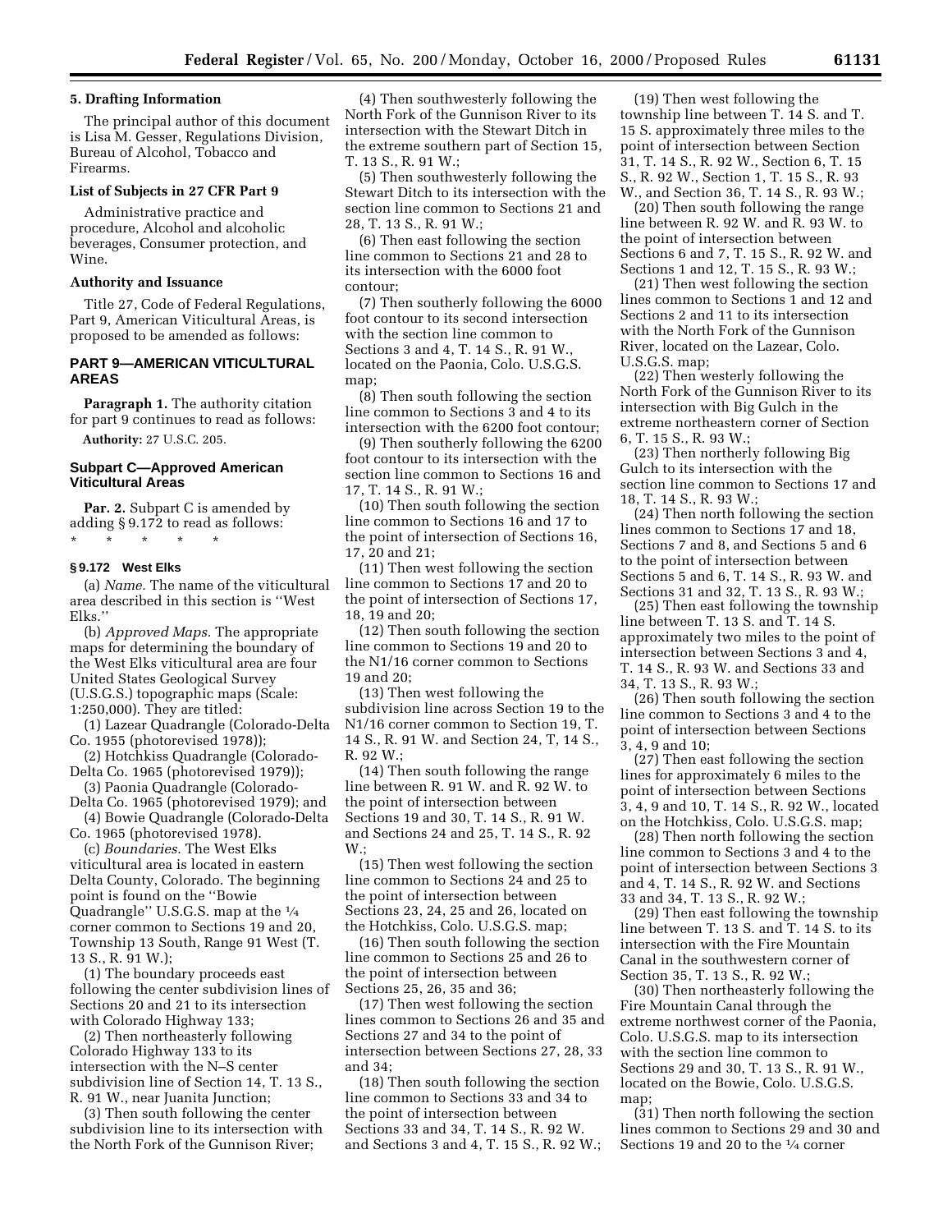### 5. Drafting Information

The principal author of this document is Lisa M. Gesser, Regulations Division, Bureau of Alcohol, Tobacco and Firearms.

### List of Subjects in 27 CFR Part 9

Administrative practice and procedure, Alcohol and alcoholic beverages, Consumer protection, and Wine.

### Authority and Issuance

Title 27, Code of Federal Regulations, Part 9, American Viticultural Areas, is proposed to be amended as follows:

## PART 9—AMERICAN VITICULTURAL AREAS

**Paragraph 1.** The authority citation for part 9 continues to read as follows:

**Authority:** 27 U.S.C. 205.

## Subpart C—Approved American Viticultural Areas

**Par. 2.** Subpart C is amended by adding § 9.172 to read as follows:

\* \* \* \* \*

### § 9.172 West Elks

(a) *Name.* The name of the viticultural area described in this section is ''West Elks.''

(b) *Approved Maps.* The appropriate maps for determining the boundary of the West Elks viticultural area are four United States Geological Survey (U.S.G.S.) topographic maps (Scale: 1:250,000). They are titled:

(1) Lazear Quadrangle (Colorado-Delta Co. 1955 (photorevised 1978));

(2) Hotchkiss Quadrangle (Colorado-Delta Co. 1965 (photorevised 1979));

(3) Paonia Quadrangle (Colorado-Delta Co. 1965 (photorevised 1979); and

(4) Bowie Quadrangle (Colorado-Delta Co. 1965 (photorevised 1978).

(c) *Boundaries.* The West Elks viticultural area is located in eastern Delta County, Colorado. The beginning point is found on the ''Bowie Quadrangle'' U.S.G.S. map at the ¼ corner common to Sections 19 and 20, Township 13 South, Range 91 West (T. 13 S., R. 91 W.);

(1) The boundary proceeds east following the center subdivision lines of Sections 20 and 21 to its intersection with Colorado Highway 133;

(2) Then northeasterly following Colorado Highway 133 to its intersection with the N–S center subdivision line of Section 14, T. 13 S., R. 91 W., near Juanita Junction;

(3) Then south following the center subdivision line to its intersection with the North Fork of the Gunnison River;

(4) Then southwesterly following the North Fork of the Gunnison River to its intersection with the Stewart Ditch in the extreme southern part of Section 15, T. 13 S., R. 91 W.;

(5) Then southwesterly following the Stewart Ditch to its intersection with the section line common to Sections 21 and 28, T. 13 S., R. 91 W.;

(6) Then east following the section line common to Sections 21 and 28 to its intersection with the 6000 foot contour;

(7) Then southerly following the 6000 foot contour to its second intersection with the section line common to Sections 3 and 4, T. 14 S., R. 91 W., located on the Paonia, Colo. U.S.G.S. map;

(8) Then south following the section line common to Sections 3 and 4 to its intersection with the 6200 foot contour;

(9) Then southerly following the 6200 foot contour to its intersection with the section line common to Sections 16 and 17, T. 14 S., R. 91 W.;

(10) Then south following the section line common to Sections 16 and 17 to the point of intersection of Sections 16, 17, 20 and 21;

(11) Then west following the section line common to Sections 17 and 20 to the point of intersection of Sections 17, 18, 19 and 20;

(12) Then south following the section line common to Sections 19 and 20 to the N1/16 corner common to Sections 19 and 20;

(13) Then west following the subdivision line across Section 19 to the N1/16 corner common to Section 19, T. 14 S., R. 91 W. and Section 24, T, 14 S., R. 92 W.;

(14) Then south following the range line between R. 91 W. and R. 92 W. to the point of intersection between Sections 19 and 30, T. 14 S., R. 91 W. and Sections 24 and 25, T. 14 S., R. 92 W.;

(15) Then west following the section line common to Sections 24 and 25 to the point of intersection between Sections 23, 24, 25 and 26, located on the Hotchkiss, Colo. U.S.G.S. map;

(16) Then south following the section line common to Sections 25 and 26 to the point of intersection between Sections 25, 26, 35 and 36;

(17) Then west following the section lines common to Sections 26 and 35 and Sections 27 and 34 to the point of intersection between Sections 27, 28, 33 and 34;

(18) Then south following the section line common to Sections 33 and 34 to the point of intersection between Sections 33 and 34, T. 14 S., R. 92 W. and Sections 3 and 4, T. 15 S., R. 92 W.;

(19) Then west following the township line between T. 14 S. and T. 15 S. approximately three miles to the point of intersection between Section 31, T. 14 S., R. 92 W., Section 6, T. 15 S., R. 92 W., Section 1, T. 15 S., R. 93 W., and Section 36, T. 14 S., R. 93 W.;

(20) Then south following the range line between R. 92 W. and R. 93 W. to the point of intersection between Sections 6 and 7, T. 15 S., R. 92 W. and Sections 1 and 12, T. 15 S., R. 93 W.;

(21) Then west following the section lines common to Sections 1 and 12 and Sections 2 and 11 to its intersection with the North Fork of the Gunnison River, located on the Lazear, Colo. U.S.G.S. map;

(22) Then westerly following the North Fork of the Gunnison River to its intersection with Big Gulch in the extreme northeastern corner of Section 6, T. 15 S., R. 93 W.;

(23) Then northerly following Big Gulch to its intersection with the section line common to Sections 17 and 18, T. 14 S., R. 93 W.;

(24) Then north following the section lines common to Sections 17 and 18, Sections 7 and 8, and Sections 5 and 6 to the point of intersection between Sections 5 and 6, T. 14 S., R. 93 W. and Sections 31 and 32, T. 13 S., R. 93 W.;

(25) Then east following the township line between T. 13 S. and T. 14 S. approximately two miles to the point of intersection between Sections 3 and 4, T. 14 S., R. 93 W. and Sections 33 and 34, T. 13 S., R. 93 W.;

(26) Then south following the section line common to Sections 3 and 4 to the point of intersection between Sections 3, 4, 9 and 10;

(27) Then east following the section lines for approximately 6 miles to the point of intersection between Sections 3, 4, 9 and 10, T. 14 S., R. 92 W., located on the Hotchkiss, Colo. U.S.G.S. map;

(28) Then north following the section line common to Sections 3 and 4 to the point of intersection between Sections 3 and 4, T. 14 S., R. 92 W. and Sections 33 and 34, T. 13 S., R. 92 W.;

(29) Then east following the township line between T. 13 S. and T. 14 S. to its intersection with the Fire Mountain Canal in the southwestern corner of Section 35, T. 13 S., R. 92 W.;

(30) Then northeasterly following the Fire Mountain Canal through the extreme northwest corner of the Paonia, Colo. U.S.G.S. map to its intersection with the section line common to Sections 29 and 30, T. 13 S., R. 91 W., located on the Bowie, Colo. U.S.G.S. map;

(31) Then north following the section lines common to Sections 29 and 30 and Sections 19 and 20 to the ¼ corner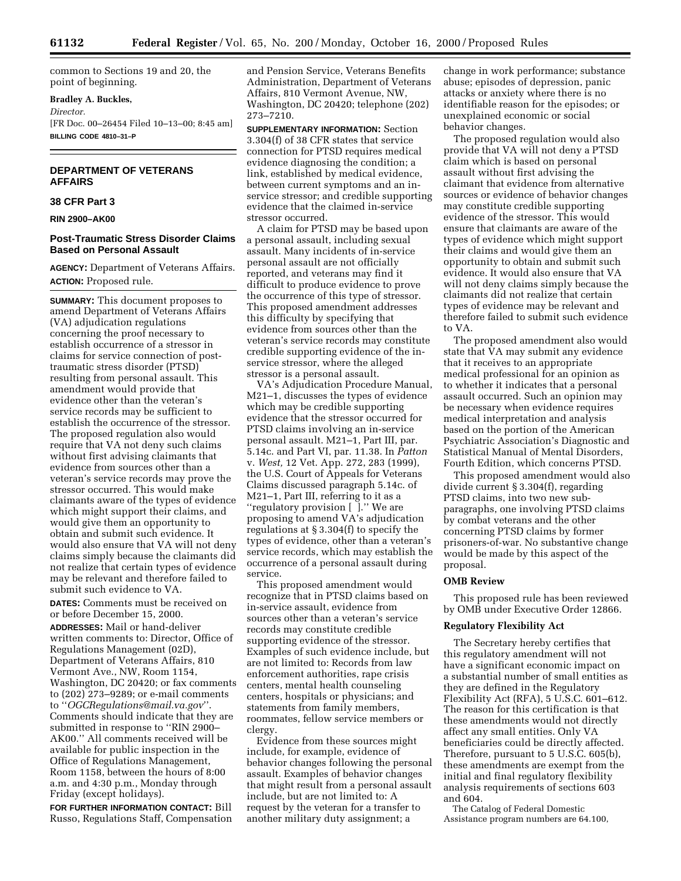common to Sections 19 and 20, the point of beginning.

**Bradley A. Buckles,**

*Director.*

[FR Doc. 00–26454 Filed 10–13–00; 8:45 am]

**BILLING CODE 4810–31–P**

---

## DEPARTMENT OF VETERANS AFFAIRS

### 38 CFR Part 3

**RIN 2900–AK00**

### Post-Traumatic Stress Disorder Claims Based on Personal Assault

**AGENCY:** Department of Veterans Affairs.

**ACTION:** Proposed rule.

**SUMMARY:** This document proposes to amend Department of Veterans Affairs (VA) adjudication regulations concerning the proof necessary to establish occurrence of a stressor in claims for service connection of post-traumatic stress disorder (PTSD) resulting from personal assault. This amendment would provide that evidence other than the veteran's service records may be sufficient to establish the occurrence of the stressor. The proposed regulation also would require that VA not deny such claims without first advising claimants that evidence from sources other than a veteran's service records may prove the stressor occurred. This would make claimants aware of the types of evidence which might support their claims, and would give them an opportunity to obtain and submit such evidence. It would also ensure that VA will not deny claims simply because the claimants did not realize that certain types of evidence may be relevant and therefore failed to submit such evidence to VA.

**DATES:** Comments must be received on or before December 15, 2000.

**ADDRESSES:** Mail or hand-deliver written comments to: Director, Office of Regulations Management (02D), Department of Veterans Affairs, 810 Vermont Ave., NW, Room 1154, Washington, DC 20420; or fax comments to (202) 273–9289; or e-mail comments to ''*OGCRegulations@mail.va.gov*''. Comments should indicate that they are submitted in response to ''RIN 2900–AK00.'' All comments received will be available for public inspection in the Office of Regulations Management, Room 1158, between the hours of 8:00 a.m. and 4:30 p.m., Monday through Friday (except holidays).

**FOR FURTHER INFORMATION CONTACT:** Bill Russo, Regulations Staff, Compensation and Pension Service, Veterans Benefits Administration, Department of Veterans Affairs, 810 Vermont Avenue, NW, Washington, DC 20420; telephone (202) 273–7210.

**SUPPLEMENTARY INFORMATION:** Section 3.304(f) of 38 CFR states that service connection for PTSD requires medical evidence diagnosing the condition; a link, established by medical evidence, between current symptoms and an in-service stressor; and credible supporting evidence that the claimed in-service stressor occurred.

A claim for PTSD may be based upon a personal assault, including sexual assault. Many incidents of in-service personal assault are not officially reported, and veterans may find it difficult to produce evidence to prove the occurrence of this type of stressor. This proposed amendment addresses this difficulty by specifying that evidence from sources other than the veteran's service records may constitute credible supporting evidence of the in-service stressor, where the alleged stressor is a personal assault.

VA's Adjudication Procedure Manual, M21–1, discusses the types of evidence which may be credible supporting evidence that the stressor occurred for PTSD claims involving an in-service personal assault. M21–1, Part III, par. 5.14c. and Part VI, par. 11.38. In *Patton* v. *West,* 12 Vet. App. 272, 283 (1999), the U.S. Court of Appeals for Veterans Claims discussed paragraph 5.14c. of M21–1, Part III, referring to it as a ''regulatory provision [ ].'' We are proposing to amend VA's adjudication regulations at § 3.304(f) to specify the types of evidence, other than a veteran's service records, which may establish the occurrence of a personal assault during service.

This proposed amendment would recognize that in PTSD claims based on in-service assault, evidence from sources other than a veteran's service records may constitute credible supporting evidence of the stressor. Examples of such evidence include, but are not limited to: Records from law enforcement authorities, rape crisis centers, mental health counseling centers, hospitals or physicians; and statements from family members, roommates, fellow service members or clergy.

Evidence from these sources might include, for example, evidence of behavior changes following the personal assault. Examples of behavior changes that might result from a personal assault include, but are not limited to: A request by the veteran for a transfer to another military duty assignment; a change in work performance; substance abuse; episodes of depression, panic attacks or anxiety where there is no identifiable reason for the episodes; or unexplained economic or social behavior changes.

The proposed regulation would also provide that VA will not deny a PTSD claim which is based on personal assault without first advising the claimant that evidence from alternative sources or evidence of behavior changes may constitute credible supporting evidence of the stressor. This would ensure that claimants are aware of the types of evidence which might support their claims and would give them an opportunity to obtain and submit such evidence. It would also ensure that VA will not deny claims simply because the claimants did not realize that certain types of evidence may be relevant and therefore failed to submit such evidence to VA.

The proposed amendment also would state that VA may submit any evidence that it receives to an appropriate medical professional for an opinion as to whether it indicates that a personal assault occurred. Such an opinion may be necessary when evidence requires medical interpretation and analysis based on the portion of the American Psychiatric Association's Diagnostic and Statistical Manual of Mental Disorders, Fourth Edition, which concerns PTSD.

This proposed amendment would also divide current § 3.304(f), regarding PTSD claims, into two new sub-paragraphs, one involving PTSD claims by combat veterans and the other concerning PTSD claims by former prisoners-of-war. No substantive change would be made by this aspect of the proposal.

#### OMB Review

This proposed rule has been reviewed by OMB under Executive Order 12866.

#### Regulatory Flexibility Act

The Secretary hereby certifies that this regulatory amendment will not have a significant economic impact on a substantial number of small entities as they are defined in the Regulatory Flexibility Act (RFA), 5 U.S.C. 601–612. The reason for this certification is that these amendments would not directly affect any small entities. Only VA beneficiaries could be directly affected. Therefore, pursuant to 5 U.S.C. 605(b), these amendments are exempt from the initial and final regulatory flexibility analysis requirements of sections 603 and 604.

The Catalog of Federal Domestic Assistance program numbers are 64.100,